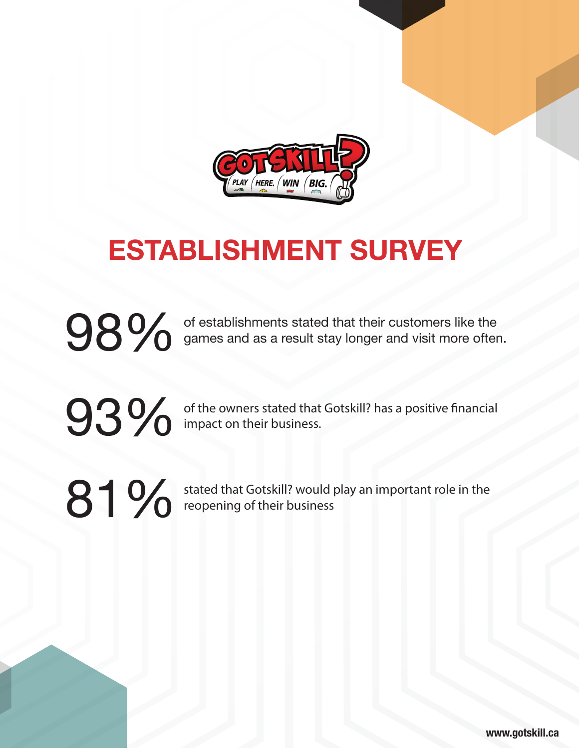# ESTABLISHMENT SURVEY

**98%** of establishments stated that their customers like the games and as a result stay longer and visit more often.

**93%** of the owners stated that Gotskill? has a positive financial impact on their business.

**81%** stated that Gotskill? would play an important role in the reopening of their business

www.gotskill.ca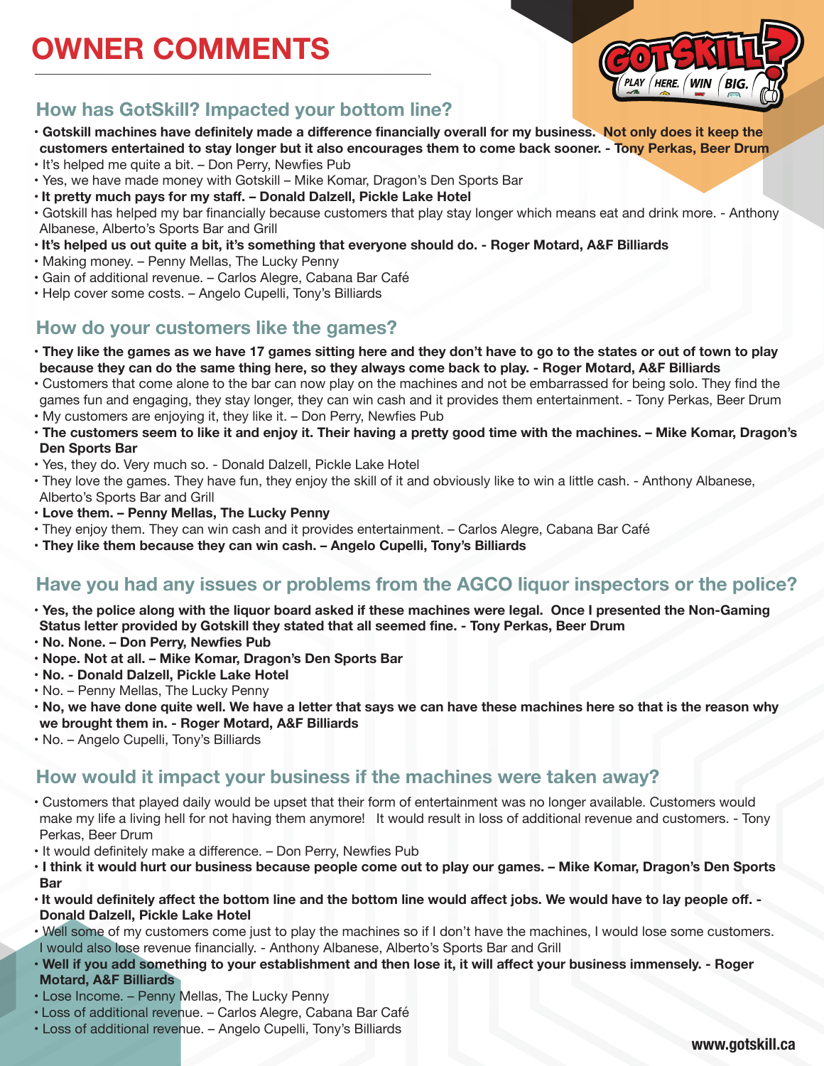# OWNER COMMENTS

## How has GotSkill? Impacted your bottom line?

- **Gotskill machines have definitely made a difference financially overall for my business. Not only does it keep the customers entertained to stay longer but it also encourages them to come back sooner. - Tony Perkas, Beer Drum**
- It's helped me quite a bit. – Don Perry, Newfies Pub
- Yes, we have made money with Gotskill – Mike Komar, Dragon's Den Sports Bar
- **It pretty much pays for my staff. – Donald Dalzell, Pickle Lake Hotel**
- Gotskill has helped my bar financially because customers that play stay longer which means eat and drink more. - Anthony Albanese, Alberto's Sports Bar and Grill
- **It's helped us out quite a bit, it's something that everyone should do. - Roger Motard, A&F Billiards**
- Making money. – Penny Mellas, The Lucky Penny
- Gain of additional revenue. – Carlos Alegre, Cabana Bar Café
- Help cover some costs. – Angelo Cupelli, Tony's Billiards

## How do your customers like the games?

- **They like the games as we have 17 games sitting here and they don't have to go to the states or out of town to play because they can do the same thing here, so they always come back to play. - Roger Motard, A&F Billiards**
- Customers that come alone to the bar can now play on the machines and not be embarrassed for being solo. They find the games fun and engaging, they stay longer, they can win cash and it provides them entertainment. - Tony Perkas, Beer Drum
- My customers are enjoying it, they like it. – Don Perry, Newfies Pub
- **The customers seem to like it and enjoy it. Their having a pretty good time with the machines. – Mike Komar, Dragon's Den Sports Bar**
- Yes, they do. Very much so. - Donald Dalzell, Pickle Lake Hotel
- They love the games. They have fun, they enjoy the skill of it and obviously like to win a little cash. - Anthony Albanese, Alberto's Sports Bar and Grill
- **Love them. – Penny Mellas, The Lucky Penny**
- They enjoy them. They can win cash and it provides entertainment. – Carlos Alegre, Cabana Bar Café
- **They like them because they can win cash. – Angelo Cupelli, Tony's Billiards**

## Have you had any issues or problems from the AGCO liquor inspectors or the police?

- **Yes, the police along with the liquor board asked if these machines were legal. Once I presented the Non-Gaming Status letter provided by Gotskill they stated that all seemed fine. - Tony Perkas, Beer Drum**
- **No. None. – Don Perry, Newfies Pub**
- **Nope. Not at all. – Mike Komar, Dragon's Den Sports Bar**
- **No. - Donald Dalzell, Pickle Lake Hotel**
- No. – Penny Mellas, The Lucky Penny
- **No, we have done quite well. We have a letter that says we can have these machines here so that is the reason why we brought them in. - Roger Motard, A&F Billiards**
- No. – Angelo Cupelli, Tony's Billiards

## How would it impact your business if the machines were taken away?

- Customers that played daily would be upset that their form of entertainment was no longer available. Customers would make my life a living hell for not having them anymore! It would result in loss of additional revenue and customers. - Tony Perkas, Beer Drum
- It would definitely make a difference. – Don Perry, Newfies Pub
- **I think it would hurt our business because people come out to play our games. – Mike Komar, Dragon's Den Sports Bar**
- **It would definitely affect the bottom line and the bottom line would affect jobs. We would have to lay people off. - Donald Dalzell, Pickle Lake Hotel**
- Well some of my customers come just to play the machines so if I don't have the machines, I would lose some customers. I would also lose revenue financially. - Anthony Albanese, Alberto's Sports Bar and Grill
- **Well if you add something to your establishment and then lose it, it will affect your business immensely. - Roger Motard, A&F Billiards**
- Lose Income. – Penny Mellas, The Lucky Penny
- Loss of additional revenue. – Carlos Alegre, Cabana Bar Café
- Loss of additional revenue. – Angelo Cupelli, Tony's Billiards

www.gotskill.ca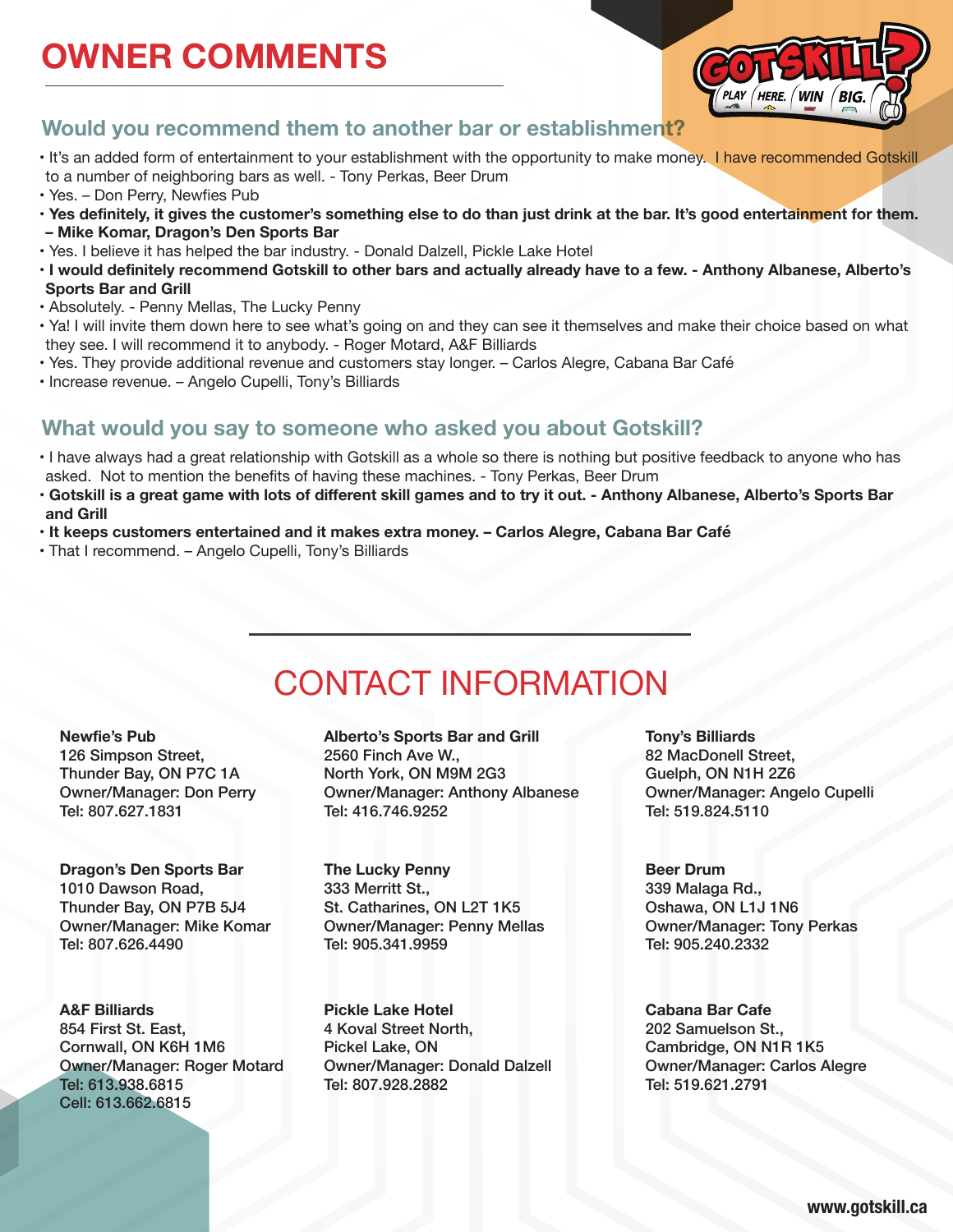# OWNER COMMENTS

## Would you recommend them to another bar or establishment?

- It's an added form of entertainment to your establishment with the opportunity to make money. I have recommended Gotskill to a number of neighboring bars as well. - Tony Perkas, Beer Drum
- Yes. – Don Perry, Newfies Pub
- **Yes definitely, it gives the customer's something else to do than just drink at the bar. It's good entertainment for them. – Mike Komar, Dragon's Den Sports Bar**
- Yes. I believe it has helped the bar industry. - Donald Dalzell, Pickle Lake Hotel
- **I would definitely recommend Gotskill to other bars and actually already have to a few. - Anthony Albanese, Alberto's Sports Bar and Grill**
- Absolutely. - Penny Mellas, The Lucky Penny
- Ya! I will invite them down here to see what's going on and they can see it themselves and make their choice based on what they see. I will recommend it to anybody. - Roger Motard, A&F Billiards
- Yes. They provide additional revenue and customers stay longer. – Carlos Alegre, Cabana Bar Café
- Increase revenue. – Angelo Cupelli, Tony's Billiards

## What would you say to someone who asked you about Gotskill?

- I have always had a great relationship with Gotskill as a whole so there is nothing but positive feedback to anyone who has asked. Not to mention the benefits of having these machines. - Tony Perkas, Beer Drum
- **Gotskill is a great game with lots of different skill games and to try it out. - Anthony Albanese, Alberto's Sports Bar and Grill**
- **It keeps customers entertained and it makes extra money. – Carlos Alegre, Cabana Bar Café**
- That I recommend. – Angelo Cupelli, Tony's Billiards

# CONTACT INFORMATION

**Newfie's Pub**
126 Simpson Street,
Thunder Bay, ON P7C 1A
Owner/Manager: Don Perry
Tel: 807.627.1831

**Dragon's Den Sports Bar**
1010 Dawson Road,
Thunder Bay, ON P7B 5J4
Owner/Manager: Mike Komar
Tel: 807.626.4490

**A&F Billiards**
854 First St. East,
Cornwall, ON K6H 1M6
Owner/Manager: Roger Motard
Tel: 613.938.6815
Cell: 613.662.6815

**Alberto's Sports Bar and Grill**
2560 Finch Ave W.,
North York, ON M9M 2G3
Owner/Manager: Anthony Albanese
Tel: 416.746.9252

**The Lucky Penny**
333 Merritt St.,
St. Catharines, ON L2T 1K5
Owner/Manager: Penny Mellas
Tel: 905.341.9959

**Pickle Lake Hotel**
4 Koval Street North,
Pickel Lake, ON
Owner/Manager: Donald Dalzell
Tel: 807.928.2882

**Tony's Billiards**
82 MacDonell Street,
Guelph, ON N1H 2Z6
Owner/Manager: Angelo Cupelli
Tel: 519.824.5110

**Beer Drum**
339 Malaga Rd.,
Oshawa, ON L1J 1N6
Owner/Manager: Tony Perkas
Tel: 905.240.2332

**Cabana Bar Cafe**
202 Samuelson St.,
Cambridge, ON N1R 1K5
Owner/Manager: Carlos Alegre
Tel: 519.621.2791

**www.gotskill.ca**